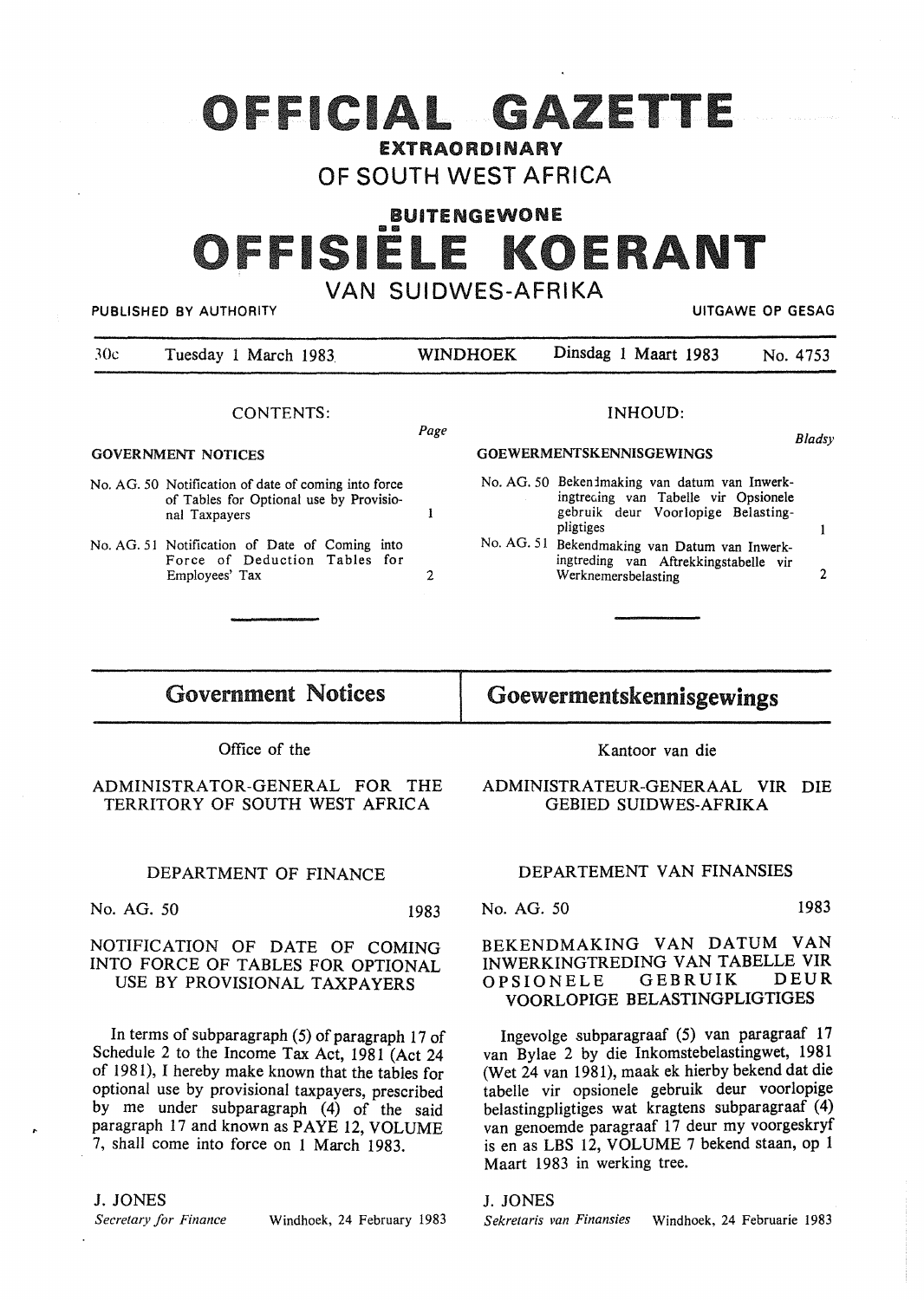# OFFICIAL GAZETTE

**EXTRAORDINARY**

OF SOUTH WEST AFRICA

**BUITENGEWONE**

# OFFISIËLE KOERANT

VAN SUIDWES-AFRIKA

PUBLISHED BY AUTHORITY — UITGAWE OP GESAG

30c | Tuesday 1 March 1983 | WINDHOEK | Dinsdag 1 Maart 1983 | No. 4753

CONTENTS:

**GOVERNMENT NOTICES**

| | | Page |
|---|---|---|
| No. AG. 50 | Notification of date of coming into force of Tables for Optional use by Provisional Taxpayers | 1 |
| No. AG. 51 | Notification of Date of Coming into Force of Deduction Tables for Employees' Tax | 2 |

INHOUD:

**GOEWERMENTSKENNISGEWINGS**

| | | Bladsy |
|---|---|---|
| No. AG. 50 | Bekendmaking van datum van Inwerkingtreding van Tabelle vir Opsionele gebruik deur Voorlopige Belastingpligtiges | 1 |
| No. AG. 51 | Bekendmaking van Datum van Inwerkingtreding van Aftrekkingstabelle vir Werknemersbelasting | 2 |

## Government Notices

Office of the

ADMINISTRATOR-GENERAL FOR THE TERRITORY OF SOUTH WEST AFRICA

DEPARTMENT OF FINANCE

No. AG. 50 — 1983

### NOTIFICATION OF DATE OF COMING INTO FORCE OF TABLES FOR OPTIONAL USE BY PROVISIONAL TAXPAYERS

In terms of subparagraph (5) of paragraph 17 of Schedule 2 to the Income Tax Act, 1981 (Act 24 of 1981), I hereby make known that the tables for optional use by provisional taxpayers, prescribed by me under subparagraph (4) of the said paragraph 17 and known as PAYE 12, VOLUME 7, shall come into force on 1 March 1983.

J. JONES
*Secretary for Finance* — Windhoek, 24 February 1983

## Goewermentskennisgewings

Kantoor van die

ADMINISTRATEUR-GENERAAL VIR DIE GEBIED SUIDWES-AFRIKA

DEPARTEMENT VAN FINANSIES

No. AG. 50 — 1983

### BEKENDMAKING VAN DATUM VAN INWERKINGTREDING VAN TABELLE VIR OPSIONELE GEBRUIK DEUR VOORLOPIGE BELASTINGPLIGTIGES

Ingevolge subparagraaf (5) van paragraaf 17 van Bylae 2 by die Inkomstebelastingwet, 1981 (Wet 24 van 1981), maak ek hierby bekend dat die tabelle vir opsionele gebruik deur voorlopige belastingpligtiges wat kragtens subparagraaf (4) van genoemde paragraaf 17 deur my voorgeskryf is en as LBS 12, VOLUME 7 bekend staan, op 1 Maart 1983 in werking tree.

J. JONES
*Sekretaris van Finansies* — Windhoek, 24 Februarie 1983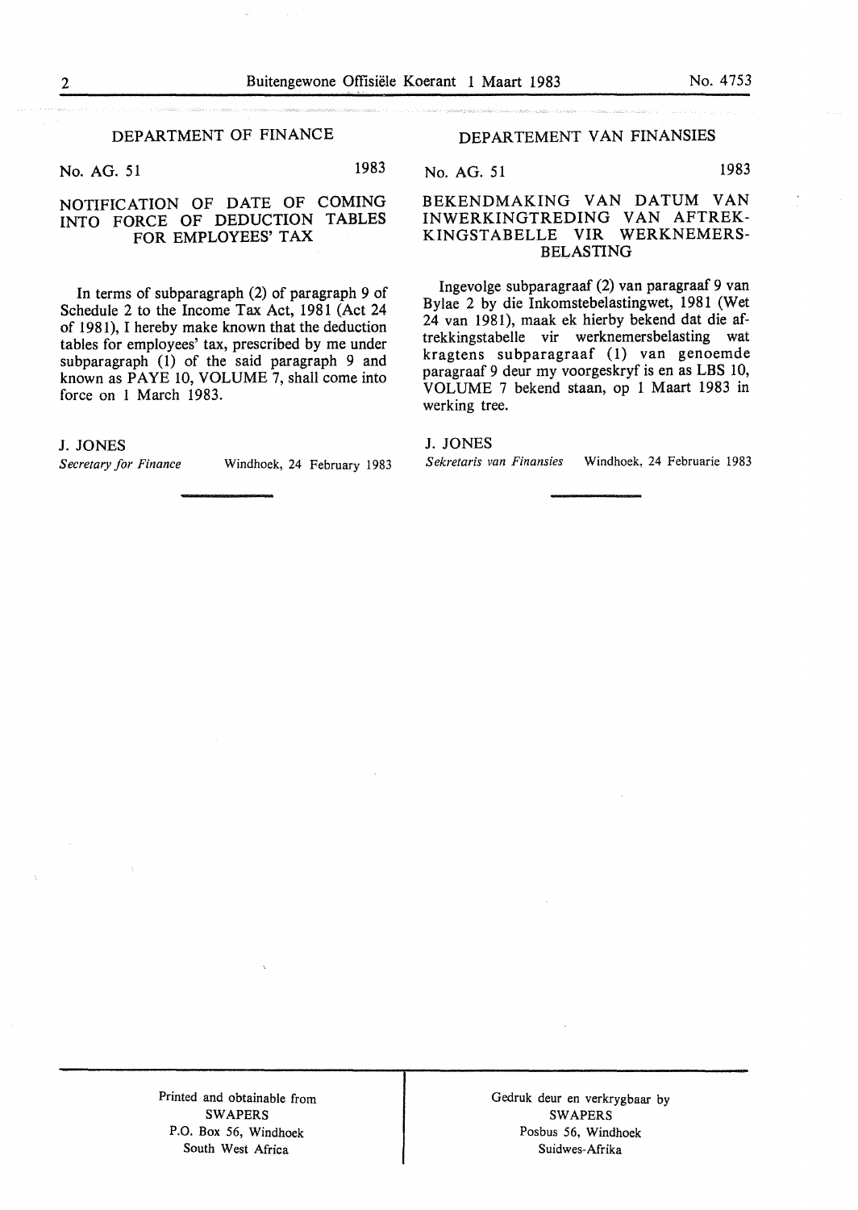## DEPARTMENT OF FINANCE

No. AG. 51 1983

### NOTIFICATION OF DATE OF COMING INTO FORCE OF DEDUCTION TABLES FOR EMPLOYEES' TAX

In terms of subparagraph (2) of paragraph 9 of Schedule 2 to the Income Tax Act, 1981 (Act 24 of 1981), I hereby make known that the deduction tables for employees' tax, prescribed by me under subparagraph (1) of the said paragraph 9 and known as PAYE 10, VOLUME 7, shall come into force on 1 March 1983.

J. JONES
*Secretary for Finance* Windhoek, 24 February 1983

## DEPARTEMENT VAN FINANSIES

No. AG. 51 1983

### BEKENDMAKING VAN DATUM VAN INWERKINGTREDING VAN AFTREKKINGSTABELLE VIR WERKNEMERSBELASTING

Ingevolge subparagraaf (2) van paragraaf 9 van Bylae 2 by die Inkomstebelastingwet, 1981 (Wet 24 van 1981), maak ek hierby bekend dat die aftrekkingstabelle vir werknemersbelasting wat kragtens subparagraaf (1) van genoemde paragraaf 9 deur my voorgeskryf is en as LBS 10, VOLUME 7 bekend staan, op 1 Maart 1983 in werking tree.

J. JONES
*Sekretaris van Finansies* Windhoek, 24 Februarie 1983

Printed and obtainable from
SWAPERS
P.O. Box 56, Windhoek
South West Africa

Gedruk deur en verkrygbaar by
SWAPERS
Posbus 56, Windhoek
Suidwes-Afrika